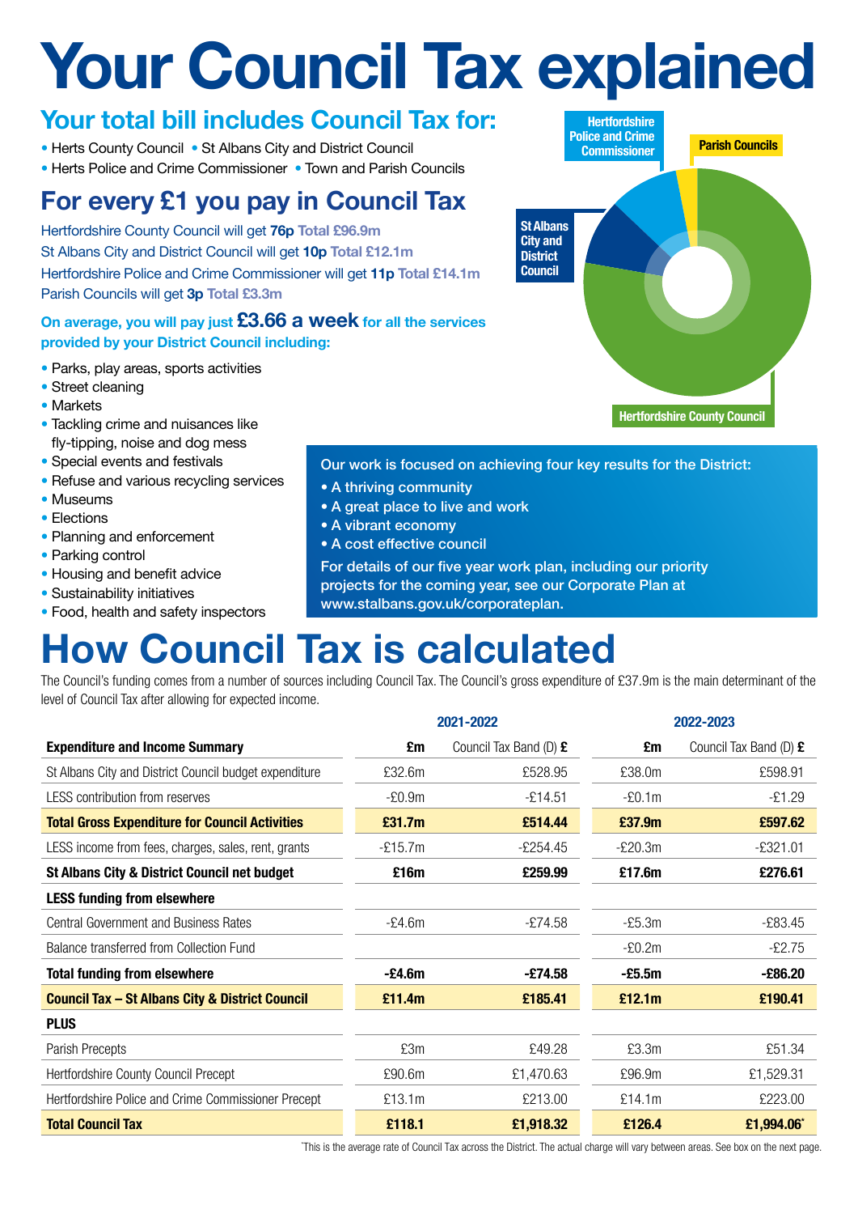# Your Council Tax explained

## Your total bill includes Council Tax for:

- Herts County Council
- St Albans City and District Council
- Herts Police and Crime Commissioner
- Town and Parish Councils

## For every £1 you pay in Council Tax

Hertfordshire County Council will get **76p** Total £96.9m
St Albans City and District Council will get **10p** Total £12.1m
Hertfordshire Police and Crime Commissioner will get **11p** Total £14.1m
Parish Councils will get **3p** Total £3.3m

Hertfordshire Police and Crime Commissioner

Parish Councils

St Albans City and District Council

Hertfordshire County Council

**On average, you will pay just £3.66 a week for all the services provided by your District Council including:**

- Parks, play areas, sports activities
- Street cleaning
- Markets
- Tackling crime and nuisances like fly-tipping, noise and dog mess
- Special events and festivals
- Refuse and various recycling services
- Museums
- Elections
- Planning and enforcement
- Parking control
- Housing and benefit advice
- Sustainability initiatives
- Food, health and safety inspectors

Our work is focused on achieving four key results for the District:

- A thriving community
- A great place to live and work
- A vibrant economy
- A cost effective council

For details of our five year work plan, including our priority projects for the coming year, see our Corporate Plan at www.stalbans.gov.uk/corporateplan.

# How Council Tax is calculated

The Council's funding comes from a number of sources including Council Tax. The Council's gross expenditure of £37.9m is the main determinant of the level of Council Tax after allowing for expected income.

| | 2021-2022 | | 2022-2023 | |
|---|---|---|---|---|
| **Expenditure and Income Summary** | **£m** | Council Tax Band (D) **£** | **£m** | Council Tax Band (D) **£** |
| St Albans City and District Council budget expenditure | £32.6m | £528.95 | £38.0m | £598.91 |
| LESS contribution from reserves | -£0.9m | -£14.51 | -£0.1m | -£1.29 |
| **Total Gross Expenditure for Council Activities** | **£31.7m** | **£514.44** | **£37.9m** | **£597.62** |
| LESS income from fees, charges, sales, rent, grants | -£15.7m | -£254.45 | -£20.3m | -£321.01 |
| **St Albans City & District Council net budget** | **£16m** | **£259.99** | **£17.6m** | **£276.61** |
| **LESS funding from elsewhere** | | | | |
| Central Government and Business Rates | -£4.6m | -£74.58 | -£5.3m | -£83.45 |
| Balance transferred from Collection Fund | | | -£0.2m | -£2.75 |
| **Total funding from elsewhere** | **-£4.6m** | **-£74.58** | **-£5.5m** | **-£86.20** |
| **Council Tax – St Albans City & District Council** | **£11.4m** | **£185.41** | **£12.1m** | **£190.41** |
| **PLUS** | | | | |
| Parish Precepts | £3m | £49.28 | £3.3m | £51.34 |
| Hertfordshire County Council Precept | £90.6m | £1,470.63 | £96.9m | £1,529.31 |
| Hertfordshire Police and Crime Commissioner Precept | £13.1m | £213.00 | £14.1m | £223.00 |
| **Total Council Tax** | **£118.1** | **£1,918.32** | **£126.4** | **£1,994.06*** |

*This is the average rate of Council Tax across the District. The actual charge will vary between areas. See box on the next page.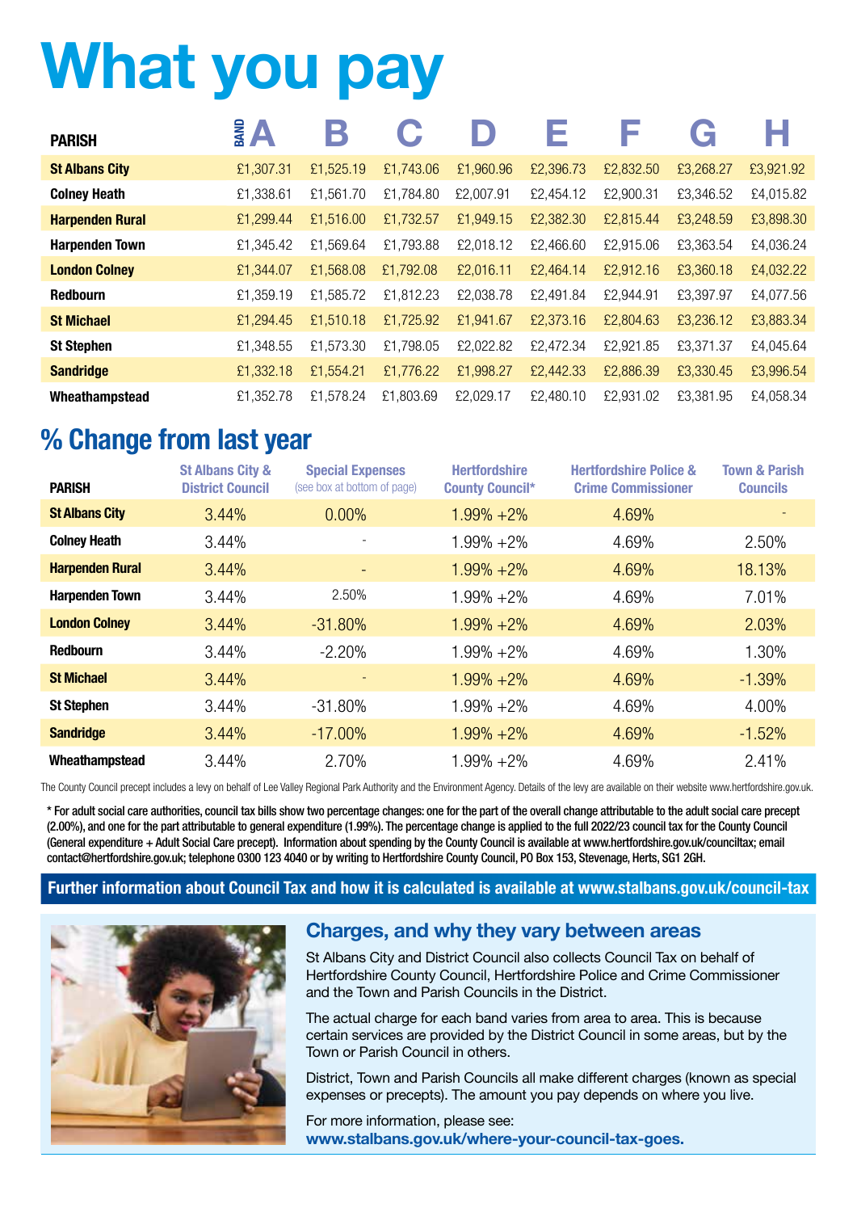# What you pay

| PARISH | BAND A | B | C | D | E | F | G | H |
|---|---|---|---|---|---|---|---|---|
| **St Albans City** | £1,307.31 | £1,525.19 | £1,743.06 | £1,960.96 | £2,396.73 | £2,832.50 | £3,268.27 | £3,921.92 |
| **Colney Heath** | £1,338.61 | £1,561.70 | £1,784.80 | £2,007.91 | £2,454.12 | £2,900.31 | £3,346.52 | £4,015.82 |
| **Harpenden Rural** | £1,299.44 | £1,516.00 | £1,732.57 | £1,949.15 | £2,382.30 | £2,815.44 | £3,248.59 | £3,898.30 |
| **Harpenden Town** | £1,345.42 | £1,569.64 | £1,793.88 | £2,018.12 | £2,466.60 | £2,915.06 | £3,363.54 | £4,036.24 |
| **London Colney** | £1,344.07 | £1,568.08 | £1,792.08 | £2,016.11 | £2,464.14 | £2,912.16 | £3,360.18 | £4,032.22 |
| **Redbourn** | £1,359.19 | £1,585.72 | £1,812.23 | £2,038.78 | £2,491.84 | £2,944.91 | £3,397.97 | £4,077.56 |
| **St Michael** | £1,294.45 | £1,510.18 | £1,725.92 | £1,941.67 | £2,373.16 | £2,804.63 | £3,236.12 | £3,883.34 |
| **St Stephen** | £1,348.55 | £1,573.30 | £1,798.05 | £2,022.82 | £2,472.34 | £2,921.85 | £3,371.37 | £4,045.64 |
| **Sandridge** | £1,332.18 | £1,554.21 | £1,776.22 | £1,998.27 | £2,442.33 | £2,886.39 | £3,330.45 | £3,996.54 |
| **Wheathampstead** | £1,352.78 | £1,578.24 | £1,803.69 | £2,029.17 | £2,480.10 | £2,931.02 | £3,381.95 | £4,058.34 |

## % Change from last year

| PARISH | St Albans City & District Council | Special Expenses (see box at bottom of page) | Hertfordshire County Council* | Hertfordshire Police & Crime Commissioner | Town & Parish Councils |
|---|---|---|---|---|---|
| **St Albans City** | 3.44% | 0.00% | 1.99% +2% | 4.69% | - |
| **Colney Heath** | 3.44% | - | 1.99% +2% | 4.69% | 2.50% |
| **Harpenden Rural** | 3.44% | - | 1.99% +2% | 4.69% | 18.13% |
| **Harpenden Town** | 3.44% | 2.50% | 1.99% +2% | 4.69% | 7.01% |
| **London Colney** | 3.44% | -31.80% | 1.99% +2% | 4.69% | 2.03% |
| **Redbourn** | 3.44% | -2.20% | 1.99% +2% | 4.69% | 1.30% |
| **St Michael** | 3.44% | - | 1.99% +2% | 4.69% | -1.39% |
| **St Stephen** | 3.44% | -31.80% | 1.99% +2% | 4.69% | 4.00% |
| **Sandridge** | 3.44% | -17.00% | 1.99% +2% | 4.69% | -1.52% |
| **Wheathampstead** | 3.44% | 2.70% | 1.99% +2% | 4.69% | 2.41% |

The County Council precept includes a levy on behalf of Lee Valley Regional Park Authority and the Environment Agency. Details of the levy are available on their website www.hertfordshire.gov.uk.

\* For adult social care authorities, council tax bills show two percentage changes: one for the part of the overall change attributable to the adult social care precept (2.00%), and one for the part attributable to general expenditure (1.99%). The percentage change is applied to the full 2022/23 council tax for the County Council (General expenditure + Adult Social Care precept). Information about spending by the County Council is available at www.hertfordshire.gov.uk/counciltax; email contact@hertfordshire.gov.uk; telephone 0300 123 4040 or by writing to Hertfordshire County Council, PO Box 153, Stevenage, Herts, SG1 2GH.

**Further information about Council Tax and how it is calculated is available at www.stalbans.gov.uk/council-tax**

## Charges, and why they vary between areas

St Albans City and District Council also collects Council Tax on behalf of Hertfordshire County Council, Hertfordshire Police and Crime Commissioner and the Town and Parish Councils in the District.

The actual charge for each band varies from area to area. This is because certain services are provided by the District Council in some areas, but by the Town or Parish Council in others.

District, Town and Parish Councils all make different charges (known as special expenses or precepts). The amount you pay depends on where you live.

For more information, please see:
**www.stalbans.gov.uk/where-your-council-tax-goes.**